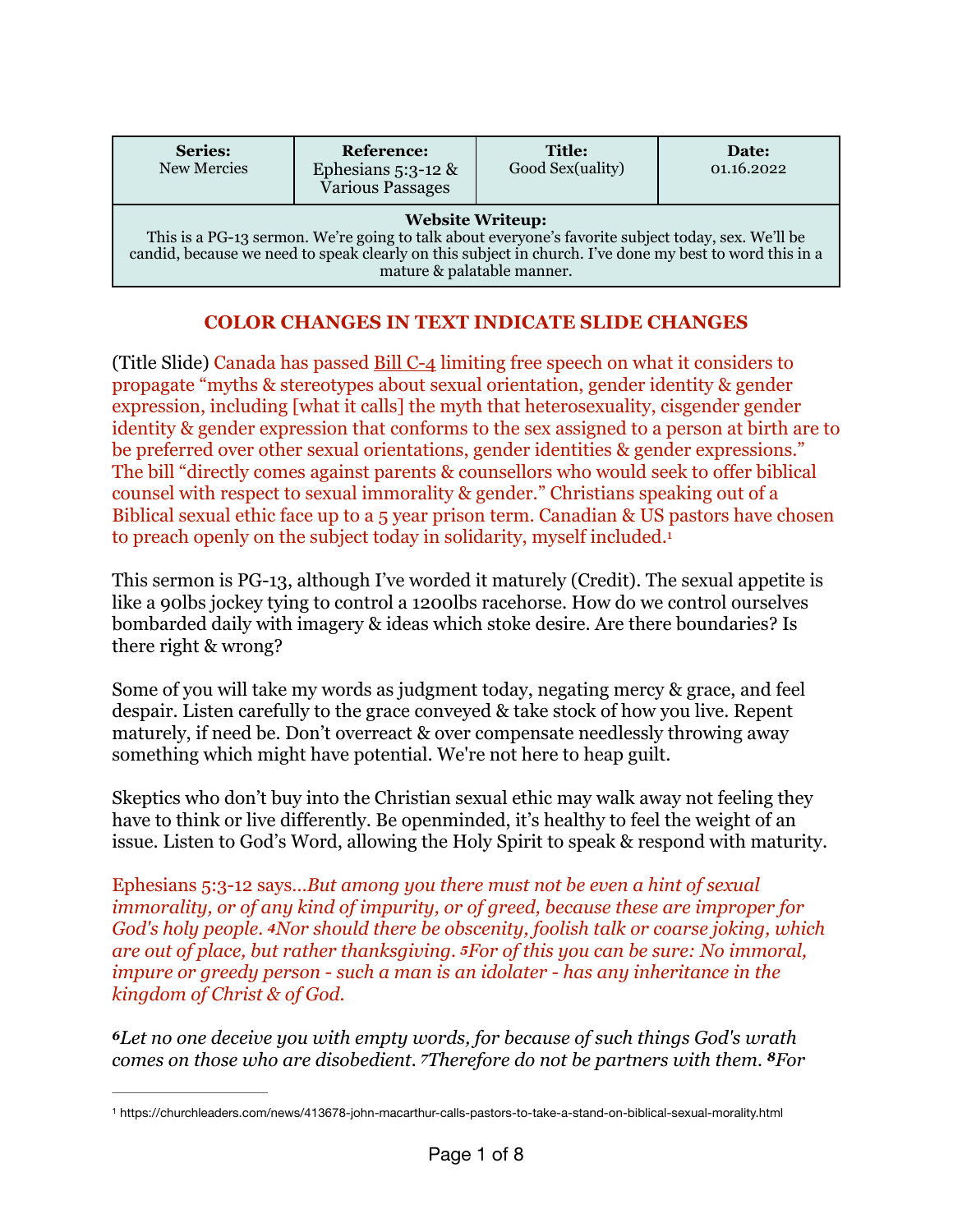| Series: New Mercies | Reference: Ephesians 5:3-12 & Various Passages | Title: Good Sex(uality) | Date: 01.16.2022 |
|---|---|---|---|
| **Website Writeup:** This is a PG-13 sermon. We're going to talk about everyone's favorite subject today, sex. We'll be candid, because we need to speak clearly on this subject in church. I've done my best to word this in a mature & palatable manner. | | | |

## COLOR CHANGES IN TEXT INDICATE SLIDE CHANGES

(Title Slide) Canada has passed Bill C-4 limiting free speech on what it considers to propagate "myths & stereotypes about sexual orientation, gender identity & gender expression, including [what it calls] the myth that heterosexuality, cisgender gender identity & gender expression that conforms to the sex assigned to a person at birth are to be preferred over other sexual orientations, gender identities & gender expressions." The bill "directly comes against parents & counsellors who would seek to offer biblical counsel with respect to sexual immorality & gender." Christians speaking out of a Biblical sexual ethic face up to a 5 year prison term. Canadian & US pastors have chosen to preach openly on the subject today in solidarity, myself included.[1]

This sermon is PG-13, although I've worded it maturely (Credit). The sexual appetite is like a 90lbs jockey tying to control a 1200lbs racehorse. How do we control ourselves bombarded daily with imagery & ideas which stoke desire. Are there boundaries? Is there right & wrong?

Some of you will take my words as judgment today, negating mercy & grace, and feel despair. Listen carefully to the grace conveyed & take stock of how you live. Repent maturely, if need be. Don't overreact & over compensate needlessly throwing away something which might have potential. We're not here to heap guilt.

Skeptics who don't buy into the Christian sexual ethic may walk away not feeling they have to think or live differently. Be openminded, it's healthy to feel the weight of an issue. Listen to God's Word, allowing the Holy Spirit to speak & respond with maturity.

Ephesians 5:3-12 says…*But among you there must not be even a hint of sexual immorality, or of any kind of impurity, or of greed, because these are improper for God's holy people. 4Nor should there be obscenity, foolish talk or coarse joking, which are out of place, but rather thanksgiving. 5For of this you can be sure: No immoral, impure or greedy person - such a man is an idolater - has any inheritance in the kingdom of Christ & of God.*

*6Let no one deceive you with empty words, for because of such things God's wrath comes on those who are disobedient. 7Therefore do not be partners with them. 8For*

---

[1] https://churchleaders.com/news/413678-john-macarthur-calls-pastors-to-take-a-stand-on-biblical-sexual-morality.html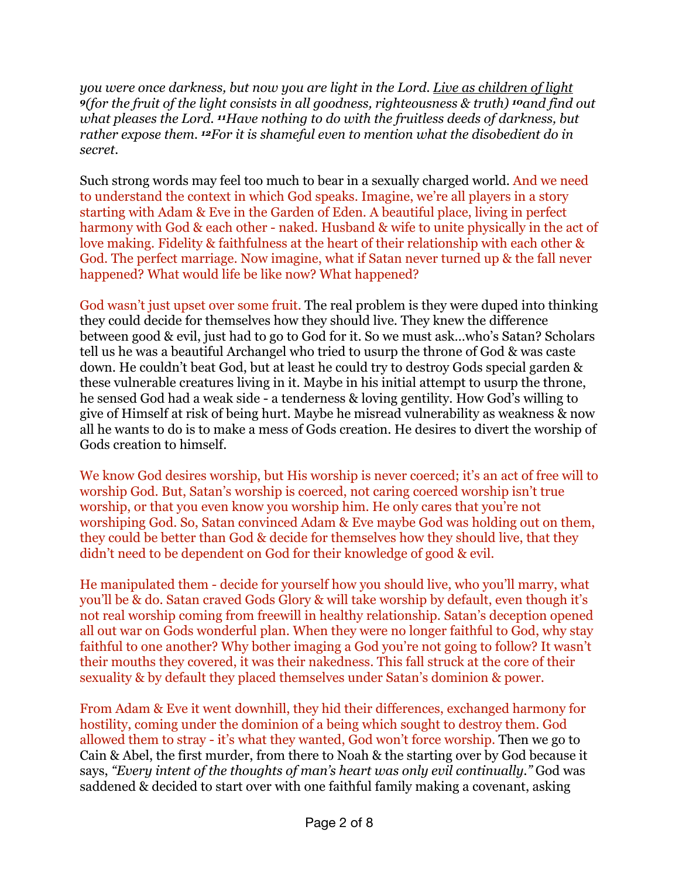*you were once darkness, but now you are light in the Lord. <u>Live as children of light</u> 9(for the fruit of the light consists in all goodness, righteousness & truth) 10and find out what pleases the Lord. 11Have nothing to do with the fruitless deeds of darkness, but rather expose them. 12For it is shameful even to mention what the disobedient do in secret.*

Such strong words may feel too much to bear in a sexually charged world. And we need to understand the context in which God speaks. Imagine, we're all players in a story starting with Adam & Eve in the Garden of Eden. A beautiful place, living in perfect harmony with God & each other - naked. Husband & wife to unite physically in the act of love making. Fidelity & faithfulness at the heart of their relationship with each other & God. The perfect marriage. Now imagine, what if Satan never turned up & the fall never happened? What would life be like now? What happened?

God wasn't just upset over some fruit. The real problem is they were duped into thinking they could decide for themselves how they should live. They knew the difference between good & evil, just had to go to God for it. So we must ask…who's Satan? Scholars tell us he was a beautiful Archangel who tried to usurp the throne of God & was caste down. He couldn't beat God, but at least he could try to destroy Gods special garden & these vulnerable creatures living in it. Maybe in his initial attempt to usurp the throne, he sensed God had a weak side - a tenderness & loving genitlity. How God's willing to give of Himself at risk of being hurt. Maybe he misread vulnerability as weakness & now all he wants to do is to make a mess of Gods creation. He desires to divert the worship of Gods creation to himself.

We know God desires worship, but His worship is never coerced; it's an act of free will to worship God. But, Satan's worship is coerced, not caring coerced worship isn't true worship, or that you even know you worship him. He only cares that you're not worshiping God. So, Satan convinced Adam & Eve maybe God was holding out on them, they could be better than God & decide for themselves how they should live, that they didn't need to be dependent on God for their knowledge of good & evil.

He manipulated them - decide for yourself how you should live, who you'll marry, what you'll be & do. Satan craved Gods Glory & will take worship by default, even though it's not real worship coming from freewill in healthy relationship. Satan's deception opened all out war on Gods wonderful plan. When they were no longer faithful to God, why stay faithful to one another? Why bother imaging a God you're not going to follow? It wasn't their mouths they covered, it was their nakedness. This fall struck at the core of their sexuality & by default they placed themselves under Satan's dominion & power.

From Adam & Eve it went downhill, they hid their differences, exchanged harmony for hostility, coming under the dominion of a being which sought to destroy them. God allowed them to stray - it's what they wanted, God won't force worship. Then we go to Cain & Abel, the first murder, from there to Noah & the starting over by God because it says, *"Every intent of the thoughts of man's heart was only evil continually."* God was saddened & decided to start over with one faithful family making a covenant, asking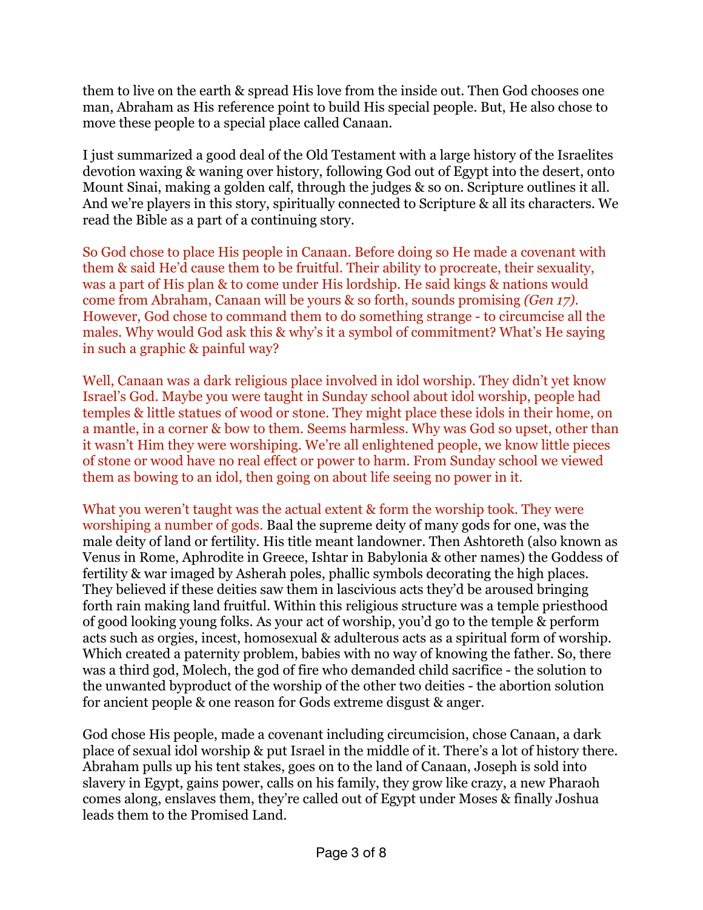them to live on the earth & spread His love from the inside out. Then God chooses one man, Abraham as His reference point to build His special people. But, He also chose to move these people to a special place called Canaan.

I just summarized a good deal of the Old Testament with a large history of the Israelites devotion waxing & waning over history, following God out of Egypt into the desert, onto Mount Sinai, making a golden calf, through the judges & so on. Scripture outlines it all. And we're players in this story, spiritually connected to Scripture & all its characters. We read the Bible as a part of a continuing story.

So God chose to place His people in Canaan. Before doing so He made a covenant with them & said He'd cause them to be fruitful. Their ability to procreate, their sexuality, was a part of His plan & to come under His lordship. He said kings & nations would come from Abraham, Canaan will be yours & so forth, sounds promising *(Gen 17)*. However, God chose to command them to do something strange - to circumcise all the males. Why would God ask this & why's it a symbol of commitment? What's He saying in such a graphic & painful way?

Well, Canaan was a dark religious place involved in idol worship. They didn't yet know Israel's God. Maybe you were taught in Sunday school about idol worship, people had temples & little statues of wood or stone. They might place these idols in their home, on a mantle, in a corner & bow to them. Seems harmless. Why was God so upset, other than it wasn't Him they were worshiping. We're all enlightened people, we know little pieces of stone or wood have no real effect or power to harm. From Sunday school we viewed them as bowing to an idol, then going on about life seeing no power in it.

What you weren't taught was the actual extent & form the worship took. They were worshiping a number of gods. Baal the supreme deity of many gods for one, was the male deity of land or fertility. His title meant landowner. Then Ashtoreth (also known as Venus in Rome, Aphrodite in Greece, Ishtar in Babylonia & other names) the Goddess of fertility & war imaged by Asherah poles, phallic symbols decorating the high places. They believed if these deities saw them in lascivious acts they'd be aroused bringing forth rain making land fruitful. Within this religious structure was a temple priesthood of good looking young folks. As your act of worship, you'd go to the temple & perform acts such as orgies, incest, homosexual & adulterous acts as a spiritual form of worship. Which created a paternity problem, babies with no way of knowing the father. So, there was a third god, Molech, the god of fire who demanded child sacrifice - the solution to the unwanted byproduct of the worship of the other two deities - the abortion solution for ancient people & one reason for Gods extreme disgust & anger.

God chose His people, made a covenant including circumcision, chose Canaan, a dark place of sexual idol worship & put Israel in the middle of it. There's a lot of history there. Abraham pulls up his tent stakes, goes on to the land of Canaan, Joseph is sold into slavery in Egypt, gains power, calls on his family, they grow like crazy, a new Pharaoh comes along, enslaves them, they're called out of Egypt under Moses & finally Joshua leads them to the Promised Land.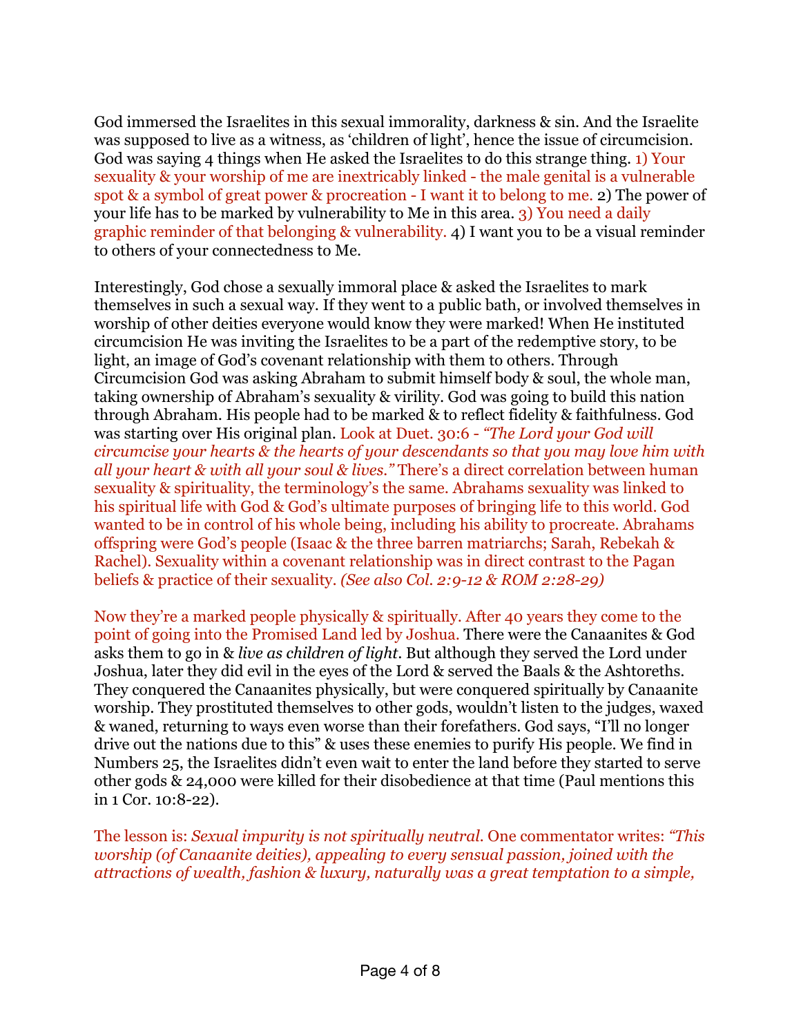God immersed the Israelites in this sexual immorality, darkness & sin. And the Israelite was supposed to live as a witness, as 'children of light', hence the issue of circumcision. God was saying 4 things when He asked the Israelites to do this strange thing. 1) Your sexuality & your worship of me are inextricably linked - the male genital is a vulnerable spot & a symbol of great power & procreation - I want it to belong to me. 2) The power of your life has to be marked by vulnerability to Me in this area. 3) You need a daily graphic reminder of that belonging & vulnerability. 4) I want you to be a visual reminder to others of your connectedness to Me.

Interestingly, God chose a sexually immoral place & asked the Israelites to mark themselves in such a sexual way. If they went to a public bath, or involved themselves in worship of other deities everyone would know they were marked! When He instituted circumcision He was inviting the Israelites to be a part of the redemptive story, to be light, an image of God's covenant relationship with them to others. Through Circumcision God was asking Abraham to submit himself body & soul, the whole man, taking ownership of Abraham's sexuality & virility. God was going to build this nation through Abraham. His people had to be marked & to reflect fidelity & faithfulness. God was starting over His original plan. Look at Duet. 30:6 - *"The Lord your God will circumcise your hearts & the hearts of your descendants so that you may love him with all your heart & with all your soul & lives."* There's a direct correlation between human sexuality & spirituality, the terminology's the same. Abrahams sexuality was linked to his spiritual life with God & God's ultimate purposes of bringing life to this world. God wanted to be in control of his whole being, including his ability to procreate. Abrahams offspring were God's people (Isaac & the three barren matriarchs; Sarah, Rebekah & Rachel). Sexuality within a covenant relationship was in direct contrast to the Pagan beliefs & practice of their sexuality. *(See also Col. 2:9-12 & ROM 2:28-29)*

Now they're a marked people physically & spiritually. After 40 years they come to the point of going into the Promised Land led by Joshua. There were the Canaanites & God asks them to go in & *live as children of light*. But although they served the Lord under Joshua, later they did evil in the eyes of the Lord & served the Baals & the Ashtoreths. They conquered the Canaanites physically, but were conquered spiritually by Canaanite worship. They prostituted themselves to other gods, wouldn't listen to the judges, waxed & waned, returning to ways even worse than their forefathers. God says, "I'll no longer drive out the nations due to this" & uses these enemies to purify His people. We find in Numbers 25, the Israelites didn't even wait to enter the land before they started to serve other gods & 24,000 were killed for their disobedience at that time (Paul mentions this in 1 Cor. 10:8-22).

The lesson is: *Sexual impurity is not spiritually neutral.* One commentator writes: *"This worship (of Canaanite deities), appealing to every sensual passion, joined with the attractions of wealth, fashion & luxury, naturally was a great temptation to a simple,*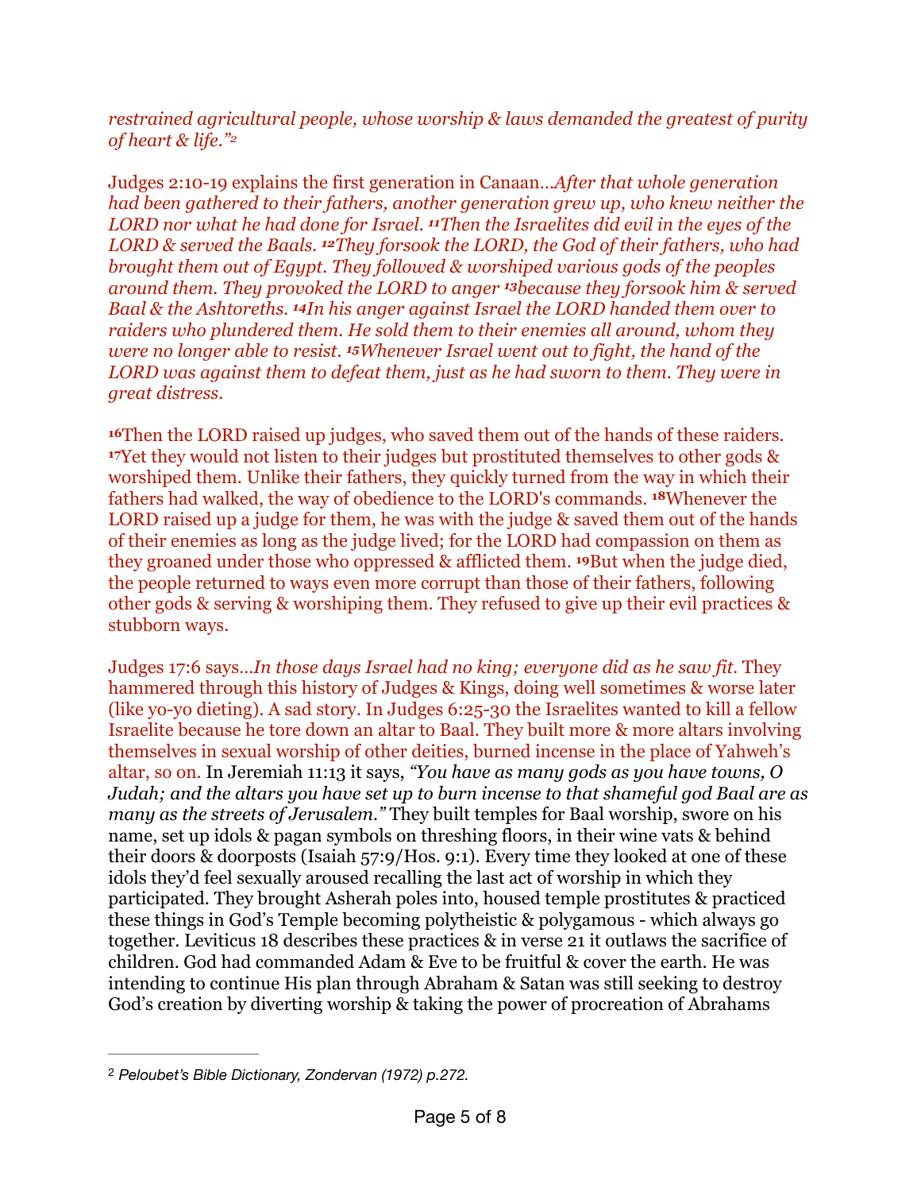*restrained agricultural people, whose worship & laws demanded the greatest of purity of heart & life."*[2]

Judges 2:10-19 explains the first generation in Canaan…*After that whole generation had been gathered to their fathers, another generation grew up, who knew neither the LORD nor what he had done for Israel.* ***11****Then the Israelites did evil in the eyes of the LORD & served the Baals.* ***12****They forsook the LORD, the God of their fathers, who had brought them out of Egypt. They followed & worshiped various gods of the peoples around them. They provoked the LORD to anger* ***13****because they forsook him & served Baal & the Ashtoreths.* ***14****In his anger against Israel the LORD handed them over to raiders who plundered them. He sold them to their enemies all around, whom they were no longer able to resist.* ***15****Whenever Israel went out to fight, the hand of the LORD was against them to defeat them, just as he had sworn to them. They were in great distress.*

**16**Then the LORD raised up judges, who saved them out of the hands of these raiders. **17**Yet they would not listen to their judges but prostituted themselves to other gods & worshiped them. Unlike their fathers, they quickly turned from the way in which their fathers had walked, the way of obedience to the LORD's commands. **18**Whenever the LORD raised up a judge for them, he was with the judge & saved them out of the hands of their enemies as long as the judge lived; for the LORD had compassion on them as they groaned under those who oppressed & afflicted them. **19**But when the judge died, the people returned to ways even more corrupt than those of their fathers, following other gods & serving & worshiping them. They refused to give up their evil practices & stubborn ways.

Judges 17:6 says…*In those days Israel had no king; everyone did as he saw fit.* They hammered through this history of Judges & Kings, doing well sometimes & worse later (like yo-yo dieting). A sad story. In Judges 6:25-30 the Israelites wanted to kill a fellow Israelite because he tore down an altar to Baal. They built more & more altars involving themselves in sexual worship of other deities, burned incense in the place of Yahweh's altar, so on. In Jeremiah 11:13 it says, *"You have as many gods as you have towns, O Judah; and the altars you have set up to burn incense to that shameful god Baal are as many as the streets of Jerusalem."* They built temples for Baal worship, swore on his name, set up idols & pagan symbols on threshing floors, in their wine vats & behind their doors & doorposts (Isaiah 57:9/Hos. 9:1). Every time they looked at one of these idols they'd feel sexually aroused recalling the last act of worship in which they participated. They brought Asherah poles into, housed temple prostitutes & practiced these things in God's Temple becoming polytheistic & polygamous - which always go together. Leviticus 18 describes these practices & in verse 21 it outlaws the sacrifice of children. God had commanded Adam & Eve to be fruitful & cover the earth. He was intending to continue His plan through Abraham & Satan was still seeking to destroy God's creation by diverting worship & taking the power of procreation of Abrahams

---

[2] *Peloubet's Bible Dictionary, Zondervan (1972) p.272.*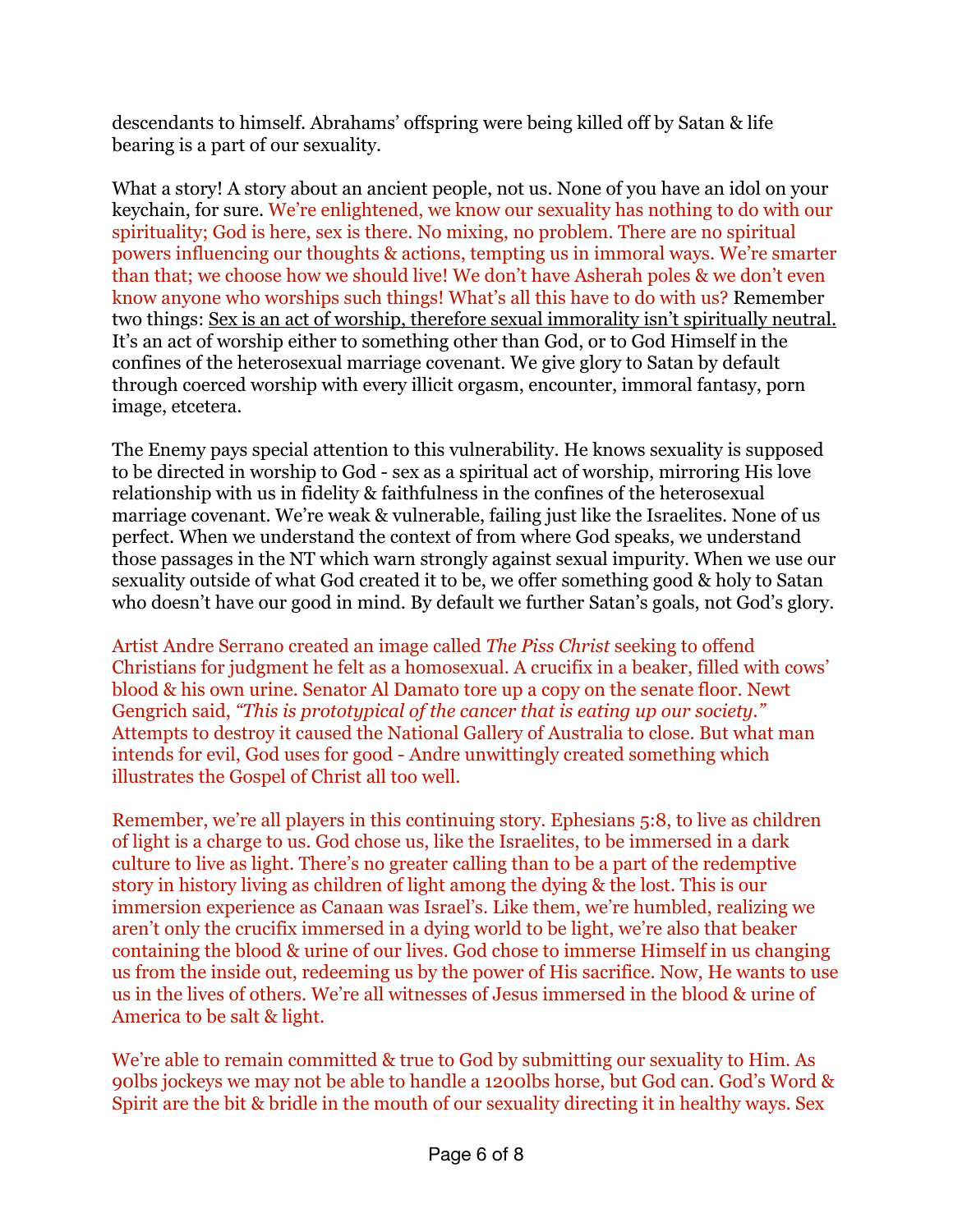descendants to himself. Abrahams' offspring were being killed off by Satan & life bearing is a part of our sexuality.

What a story! A story about an ancient people, not us. None of you have an idol on your keychain, for sure. We're enlightened, we know our sexuality has nothing to do with our spirituality; God is here, sex is there. No mixing, no problem. There are no spiritual powers influencing our thoughts & actions, tempting us in immoral ways. We're smarter than that; we choose how we should live! We don't have Asherah poles & we don't even know anyone who worships such things! What's all this have to do with us? Remember two things: <u>Sex is an act of worship, therefore sexual immorality isn't spiritually neutral.</u> It's an act of worship either to something other than God, or to God Himself in the confines of the heterosexual marriage covenant. We give glory to Satan by default through coerced worship with every illicit orgasm, encounter, immoral fantasy, porn image, etcetera.

The Enemy pays special attention to this vulnerability. He knows sexuality is supposed to be directed in worship to God - sex as a spiritual act of worship, mirroring His love relationship with us in fidelity & faithfulness in the confines of the heterosexual marriage covenant. We're weak & vulnerable, failing just like the Israelites. None of us perfect. When we understand the context of from where God speaks, we understand those passages in the NT which warn strongly against sexual impurity. When we use our sexuality outside of what God created it to be, we offer something good & holy to Satan who doesn't have our good in mind. By default we further Satan's goals, not God's glory.

Artist Andre Serrano created an image called *The Piss Christ* seeking to offend Christians for judgment he felt as a homosexual. A crucifix in a beaker, filled with cows' blood & his own urine. Senator Al Damato tore up a copy on the senate floor. Newt Gengrich said, *"This is prototypical of the cancer that is eating up our society."* Attempts to destroy it caused the National Gallery of Australia to close. But what man intends for evil, God uses for good - Andre unwittingly created something which illustrates the Gospel of Christ all too well.

Remember, we're all players in this continuing story. Ephesians 5:8, to live as children of light is a charge to us. God chose us, like the Israelites, to be immersed in a dark culture to live as light. There's no greater calling than to be a part of the redemptive story in history living as children of light among the dying & the lost. This is our immersion experience as Canaan was Israel's. Like them, we're humbled, realizing we aren't only the crucifix immersed in a dying world to be light, we're also that beaker containing the blood & urine of our lives. God chose to immerse Himself in us changing us from the inside out, redeeming us by the power of His sacrifice. Now, He wants to use us in the lives of others. We're all witnesses of Jesus immersed in the blood & urine of America to be salt & light.

We're able to remain committed & true to God by submitting our sexuality to Him. As 90lbs jockeys we may not be able to handle a 1200lbs horse, but God can. God's Word & Spirit are the bit & bridle in the mouth of our sexuality directing it in healthy ways. Sex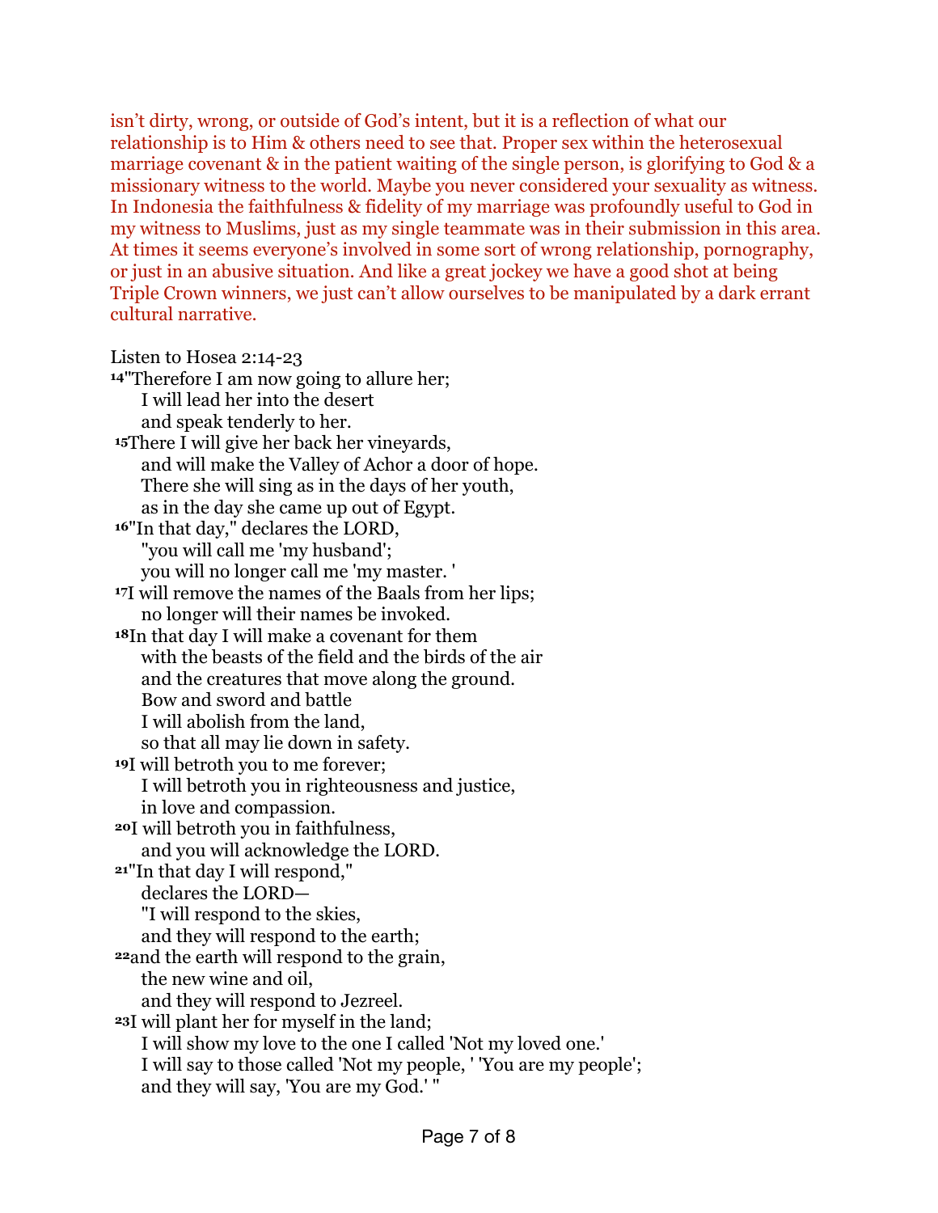isn't dirty, wrong, or outside of God's intent, but it is a reflection of what our relationship is to Him & others need to see that. Proper sex within the heterosexual marriage covenant & in the patient waiting of the single person, is glorifying to God & a missionary witness to the world. Maybe you never considered your sexuality as witness. In Indonesia the faithfulness & fidelity of my marriage was profoundly useful to God in my witness to Muslims, just as my single teammate was in their submission in this area. At times it seems everyone's involved in some sort of wrong relationship, pornography, or just in an abusive situation. And like a great jockey we have a good shot at being Triple Crown winners, we just can't allow ourselves to be manipulated by a dark errant cultural narrative.

Listen to Hosea 2:14-23

**14**"Therefore I am now going to allure her;
I will lead her into the desert
and speak tenderly to her.
**15**There I will give her back her vineyards,
and will make the Valley of Achor a door of hope.
There she will sing as in the days of her youth,
as in the day she came up out of Egypt.
**16**"In that day," declares the LORD,
"you will call me 'my husband';
you will no longer call me 'my master. '
**17**I will remove the names of the Baals from her lips;
no longer will their names be invoked.
**18**In that day I will make a covenant for them
with the beasts of the field and the birds of the air
and the creatures that move along the ground.
Bow and sword and battle
I will abolish from the land,
so that all may lie down in safety.
**19**I will betroth you to me forever;
I will betroth you in righteousness and justice,
in love and compassion.
**20**I will betroth you in faithfulness,
and you will acknowledge the LORD.
**21**"In that day I will respond,"
declares the LORD—
"I will respond to the skies,
and they will respond to the earth;
**22**and the earth will respond to the grain,
the new wine and oil,
and they will respond to Jezreel.
**23**I will plant her for myself in the land;
I will show my love to the one I called 'Not my loved one.'
I will say to those called 'Not my people, ' 'You are my people';
and they will say, 'You are my God.' "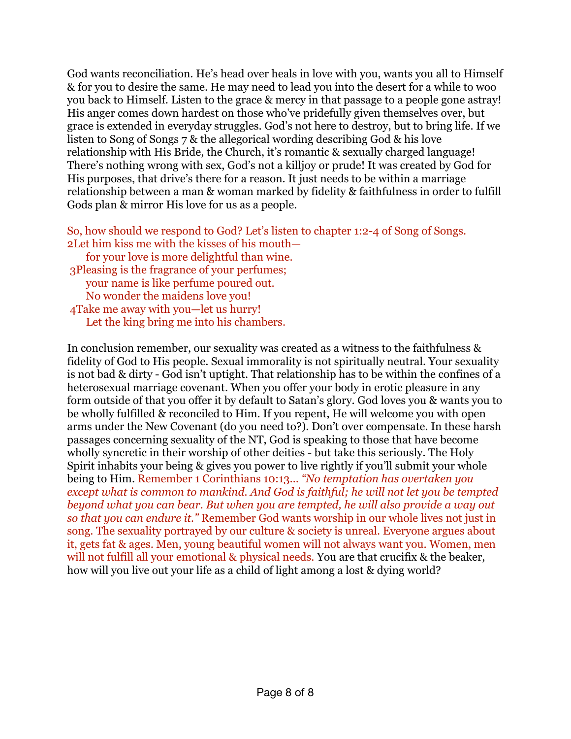God wants reconciliation. He's head over heals in love with you, wants you all to Himself & for you to desire the same. He may need to lead you into the desert for a while to woo you back to Himself. Listen to the grace & mercy in that passage to a people gone astray! His anger comes down hardest on those who've pridefully given themselves over, but grace is extended in everyday struggles. God's not here to destroy, but to bring life. If we listen to Song of Songs 7 & the allegorical wording describing God & his love relationship with His Bride, the Church, it's romantic & sexually charged language! There's nothing wrong with sex, God's not a killjoy or prude! It was created by God for His purposes, that drive's there for a reason. It just needs to be within a marriage relationship between a man & woman marked by fidelity & faithfulness in order to fulfill Gods plan & mirror His love for us as a people.

So, how should we respond to God? Let's listen to chapter 1:2-4 of Song of Songs.
2Let him kiss me with the kisses of his mouth—
  for your love is more delightful than wine.
3Pleasing is the fragrance of your perfumes;
  your name is like perfume poured out.
  No wonder the maidens love you!
4Take me away with you—let us hurry!
  Let the king bring me into his chambers.

In conclusion remember, our sexuality was created as a witness to the faithfulness & fidelity of God to His people. Sexual immorality is not spiritually neutral. Your sexuality is not bad & dirty - God isn't uptight. That relationship has to be within the confines of a heterosexual marriage covenant. When you offer your body in erotic pleasure in any form outside of that you offer it by default to Satan's glory. God loves you & wants you to be wholly fulfilled & reconciled to Him. If you repent, He will welcome you with open arms under the New Covenant (do you need to?). Don't over compensate. In these harsh passages concerning sexuality of the NT, God is speaking to those that have become wholly syncretic in their worship of other deities - but take this seriously. The Holy Spirit inhabits your being & gives you power to live rightly if you'll submit your whole being to Him. Remember 1 Corinthians 10:13… *"No temptation has overtaken you except what is common to mankind. And God is faithful; he will not let you be tempted beyond what you can bear. But when you are tempted, he will also provide a way out so that you can endure it."* Remember God wants worship in our whole lives not just in song. The sexuality portrayed by our culture & society is unreal. Everyone argues about it, gets fat & ages. Men, young beautiful women will not always want you. Women, men will not fulfill all your emotional & physical needs. You are that crucifix & the beaker, how will you live out your life as a child of light among a lost & dying world?